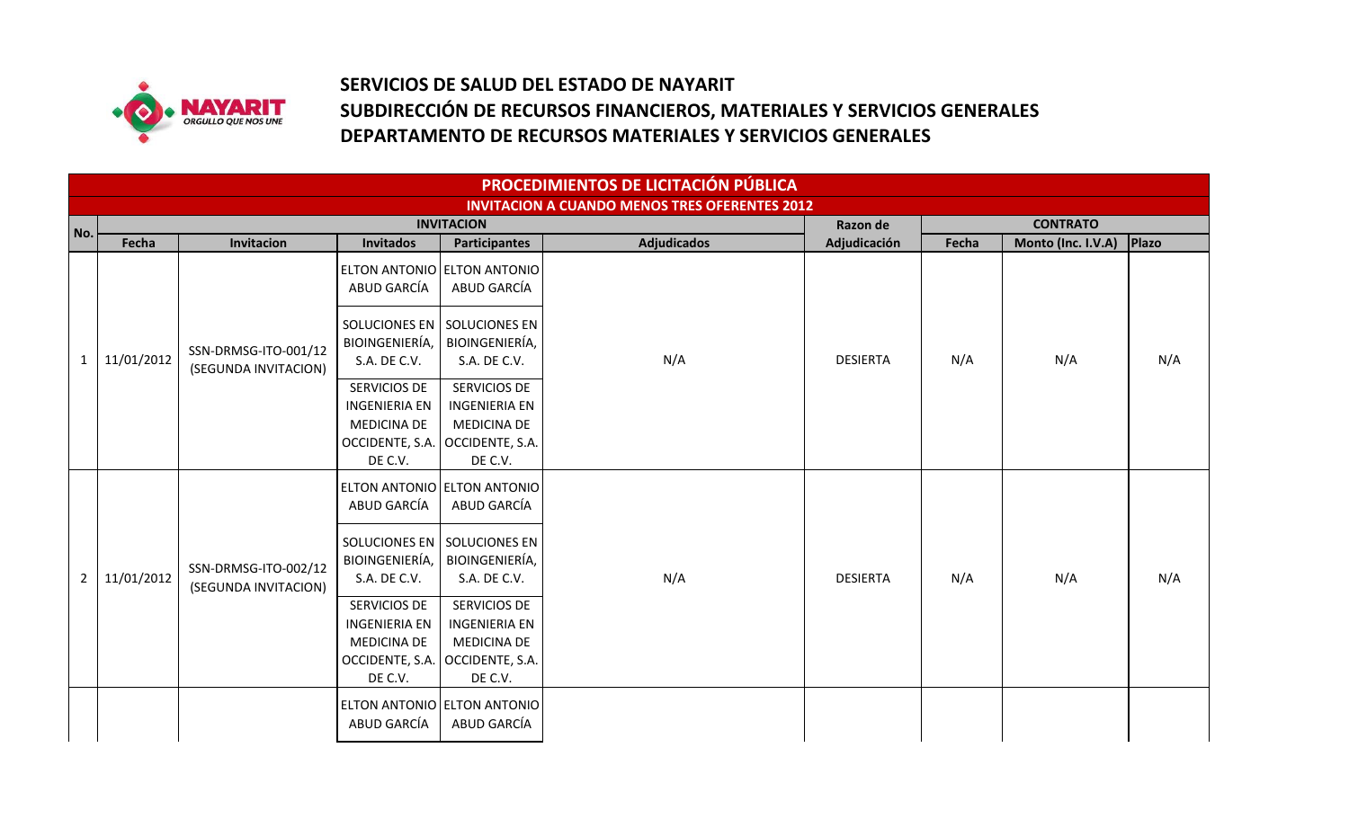# SERVICIOS DE SALUD DEL ESTADO DE NAYARIT

## SUBDIRECCIÓN DE RECURSOS FINANCIEROS, MATERIALES Y SERVICIOS GENERALES

## DEPARTAMENTO DE RECURSOS MATERIALES Y SERVICIOS GENERALES

| PROCEDIMIENTOS DE LICITACIÓN PÚBLICA | | | | | | | | | |
|---|---|---|---|---|---|---|---|---|---|
| INVITACION A CUANDO MENOS TRES OFERENTES 2012 | | | | | | | | | |
| No. | INVITACION | | | | | Razon de | CONTRATO | | |
| | Fecha | Invitacion | Invitados | Participantes | Adjudicados | Adjudicación | Fecha | Monto (Inc. I.V.A) | Plazo |
| 1 | 11/01/2012 | SSN-DRMSG-ITO-001/12 (SEGUNDA INVITACION) | ELTON ANTONIO ABUD GARCÍA | ELTON ANTONIO ABUD GARCÍA | N/A | DESIERTA | N/A | N/A | N/A |
| | | | SOLUCIONES EN BIOINGENIERÍA, S.A. DE C.V. | SOLUCIONES EN BIOINGENIERÍA, S.A. DE C.V. | | | | | |
| | | | SERVICIOS DE INGENIERIA EN MEDICINA DE OCCIDENTE, S.A. DE C.V. | SERVICIOS DE INGENIERIA EN MEDICINA DE OCCIDENTE, S.A. DE C.V. | | | | | |
| 2 | 11/01/2012 | SSN-DRMSG-ITO-002/12 (SEGUNDA INVITACION) | ELTON ANTONIO ABUD GARCÍA | ELTON ANTONIO ABUD GARCÍA | N/A | DESIERTA | N/A | N/A | N/A |
| | | | SOLUCIONES EN BIOINGENIERÍA, S.A. DE C.V. | SOLUCIONES EN BIOINGENIERÍA, S.A. DE C.V. | | | | | |
| | | | SERVICIOS DE INGENIERIA EN MEDICINA DE OCCIDENTE, S.A. DE C.V. | SERVICIOS DE INGENIERIA EN MEDICINA DE OCCIDENTE, S.A. DE C.V. | | | | | |
| | | | ELTON ANTONIO ABUD GARCÍA | ELTON ANTONIO ABUD GARCÍA | | | | | |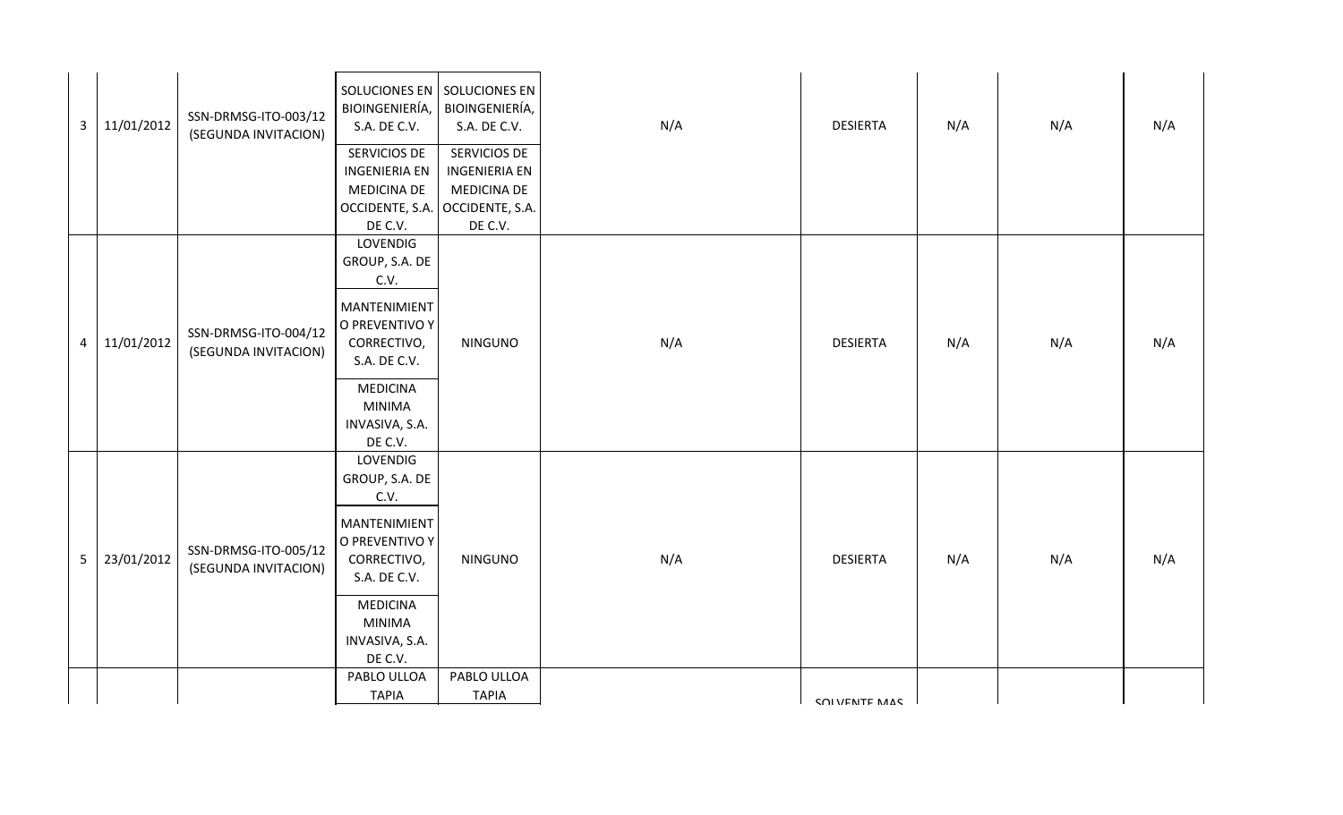| | | | | | | | | | |
|---|---|---|---|---|---|---|---|---|---|
| 3 | 11/01/2012 | SSN-DRMSG-ITO-003/12 (SEGUNDA INVITACION) | SOLUCIONES EN BIOINGENIERÍA, S.A. DE C.V.<br>SERVICIOS DE INGENIERIA EN MEDICINA DE OCCIDENTE, S.A. DE C.V. | SOLUCIONES EN BIOINGENIERÍA, S.A. DE C.V.<br>SERVICIOS DE INGENIERIA EN MEDICINA DE OCCIDENTE, S.A. DE C.V. | N/A | DESIERTA | N/A | N/A | N/A |
| 4 | 11/01/2012 | SSN-DRMSG-ITO-004/12 (SEGUNDA INVITACION) | LOVENDIG GROUP, S.A. DE C.V.<br>MANTENIMIENTO PREVENTIVO Y CORRECTIVO, S.A. DE C.V.<br>MEDICINA MINIMA INVASIVA, S.A. DE C.V. | NINGUNO | N/A | DESIERTA | N/A | N/A | N/A |
| 5 | 23/01/2012 | SSN-DRMSG-ITO-005/12 (SEGUNDA INVITACION) | LOVENDIG GROUP, S.A. DE C.V.<br>MANTENIMIENTO PREVENTIVO Y CORRECTIVO, S.A. DE C.V.<br>MEDICINA MINIMA INVASIVA, S.A. DE C.V. | NINGUNO | N/A | DESIERTA | N/A | N/A | N/A |
| | | | PABLO ULLOA TAPIA | PABLO ULLOA TAPIA | | SOLVENTE MAS | | | |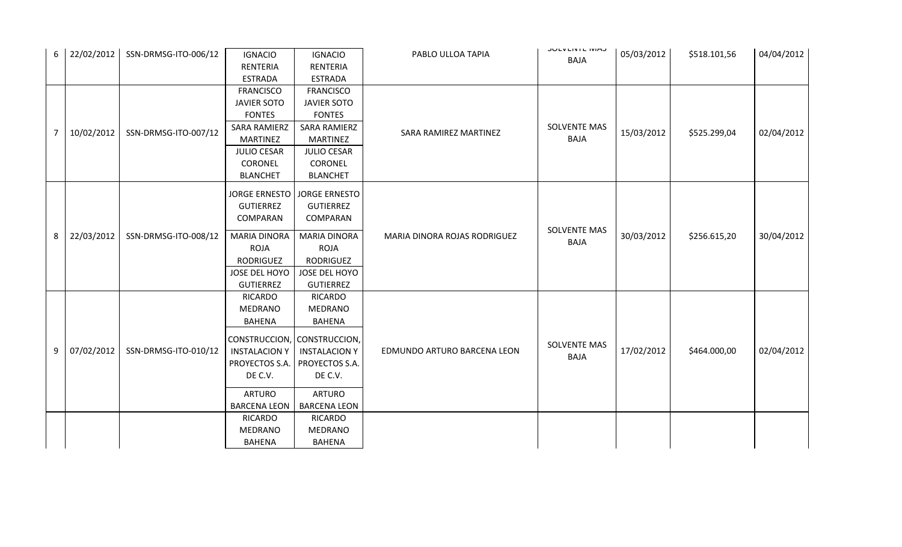| 6 | 22/02/2012 | SSN-DRMSG-ITO-006/12 | IGNACIO RENTERIA ESTRADA | IGNACIO RENTERIA ESTRADA | PABLO ULLOA TAPIA | SOLVENTE MAS BAJA | 05/03/2012 | $518.101,56 | 04/04/2012 |
|---|---|---|---|---|---|---|---|---|---|
| 7 | 10/02/2012 | SSN-DRMSG-ITO-007/12 | FRANCISCO JAVIER SOTO FONTES<br>SARA RAMIERZ MARTINEZ<br>JULIO CESAR CORONEL BLANCHET | FRANCISCO JAVIER SOTO FONTES<br>SARA RAMIERZ MARTINEZ<br>JULIO CESAR CORONEL BLANCHET | SARA RAMIREZ MARTINEZ | SOLVENTE MAS BAJA | 15/03/2012 | $525.299,04 | 02/04/2012 |
| 8 | 22/03/2012 | SSN-DRMSG-ITO-008/12 | JORGE ERNESTO GUTIERREZ COMPARAN<br>MARIA DINORA ROJA RODRIGUEZ<br>JOSE DEL HOYO GUTIERREZ | JORGE ERNESTO GUTIERREZ COMPARAN<br>MARIA DINORA ROJA RODRIGUEZ<br>JOSE DEL HOYO GUTIERREZ | MARIA DINORA ROJAS RODRIGUEZ | SOLVENTE MAS BAJA | 30/03/2012 | $256.615,20 | 30/04/2012 |
| 9 | 07/02/2012 | SSN-DRMSG-ITO-010/12 | RICARDO MEDRANO BAHENA<br>CONSTRUCCION, INSTALACION Y PROYECTOS S.A. DE C.V.<br>ARTURO BARCENA LEON | RICARDO MEDRANO BAHENA<br>CONSTRUCCION, INSTALACION Y PROYECTOS S.A. DE C.V.<br>ARTURO BARCENA LEON | EDMUNDO ARTURO BARCENA LEON | SOLVENTE MAS BAJA | 17/02/2012 | $464.000,00 | 02/04/2012 |
| | | | RICARDO MEDRANO BAHENA | RICARDO MEDRANO BAHENA | | | | | |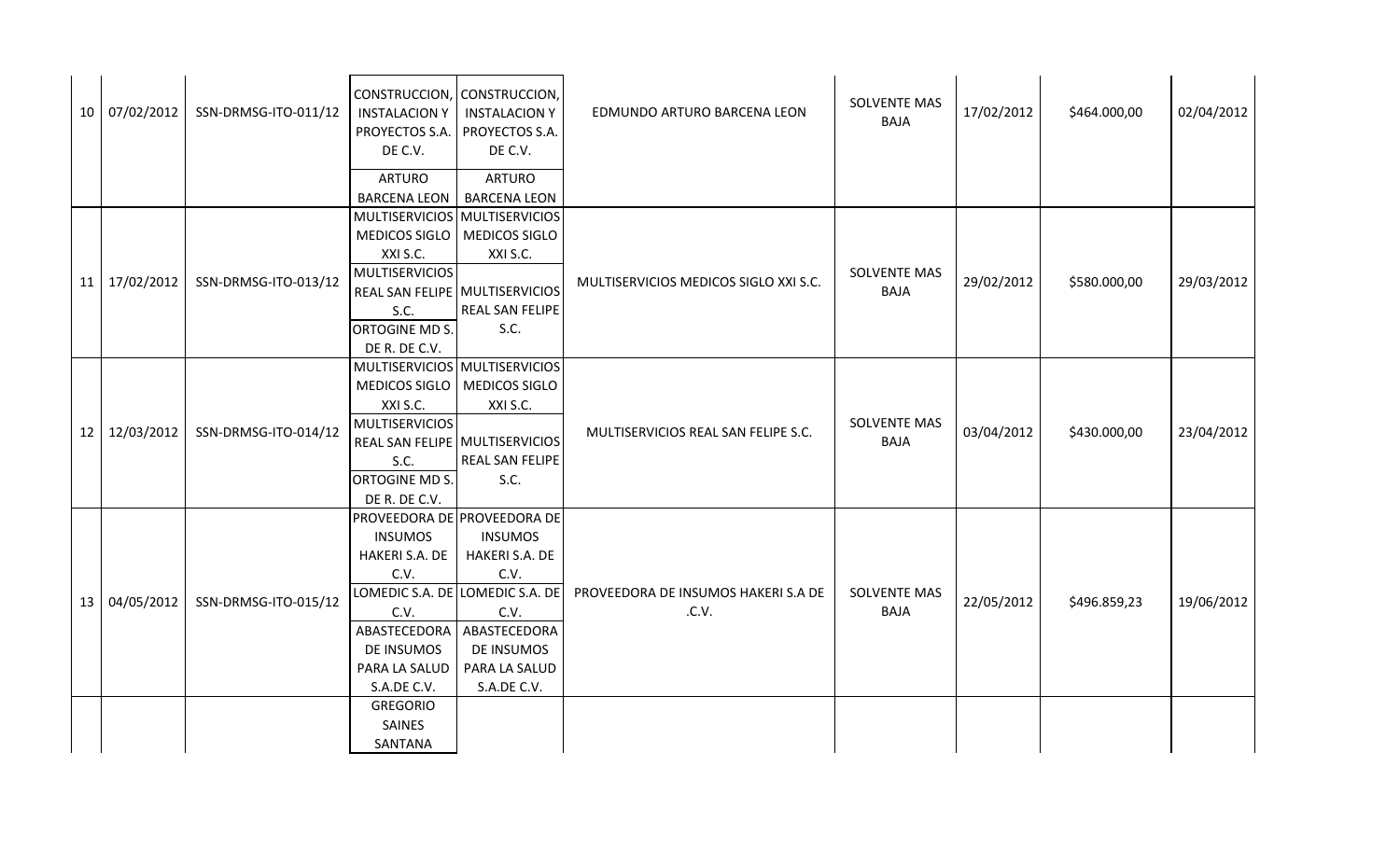| | | | | | | | | | |
|---|---|---|---|---|---|---|---|---|---|
| 10 | 07/02/2012 | SSN-DRMSG-ITO-011/12 | CONSTRUCCION, INSTALACION Y PROYECTOS S.A. DE C.V.<br>ARTURO BARCENA LEON | CONSTRUCCION, INSTALACION Y PROYECTOS S.A. DE C.V.<br>ARTURO BARCENA LEON | EDMUNDO ARTURO BARCENA LEON | SOLVENTE MAS BAJA | 17/02/2012 | $464.000,00 | 02/04/2012 |
| 11 | 17/02/2012 | SSN-DRMSG-ITO-013/12 | MULTISERVICIOS MEDICOS SIGLO XXI S.C.<br>MULTISERVICIOS REAL SAN FELIPE S.C.<br>ORTOGINE MD S. DE R. DE C.V. | MULTISERVICIOS MEDICOS SIGLO XXI S.C.<br>MULTISERVICIOS REAL SAN FELIPE S.C. | MULTISERVICIOS MEDICOS SIGLO XXI S.C. | SOLVENTE MAS BAJA | 29/02/2012 | $580.000,00 | 29/03/2012 |
| 12 | 12/03/2012 | SSN-DRMSG-ITO-014/12 | MULTISERVICIOS MEDICOS SIGLO XXI S.C.<br>MULTISERVICIOS REAL SAN FELIPE S.C.<br>ORTOGINE MD S. DE R. DE C.V. | MULTISERVICIOS MEDICOS SIGLO XXI S.C.<br>MULTISERVICIOS REAL SAN FELIPE S.C. | MULTISERVICIOS REAL SAN FELIPE S.C. | SOLVENTE MAS BAJA | 03/04/2012 | $430.000,00 | 23/04/2012 |
| 13 | 04/05/2012 | SSN-DRMSG-ITO-015/12 | PROVEEDORA DE INSUMOS HAKERI S.A. DE C.V.<br>LOMEDIC S.A. DE C.V.<br>ABASTECEDORA DE INSUMOS PARA LA SALUD S.A.DE C.V.<br>GREGORIO SAINES SANTANA | PROVEEDORA DE INSUMOS HAKERI S.A. DE C.V.<br>LOMEDIC S.A. DE C.V.<br>ABASTECEDORA DE INSUMOS PARA LA SALUD S.A.DE C.V. | PROVEEDORA DE INSUMOS HAKERI S.A DE .C.V. | SOLVENTE MAS BAJA | 22/05/2012 | $496.859,23 | 19/06/2012 |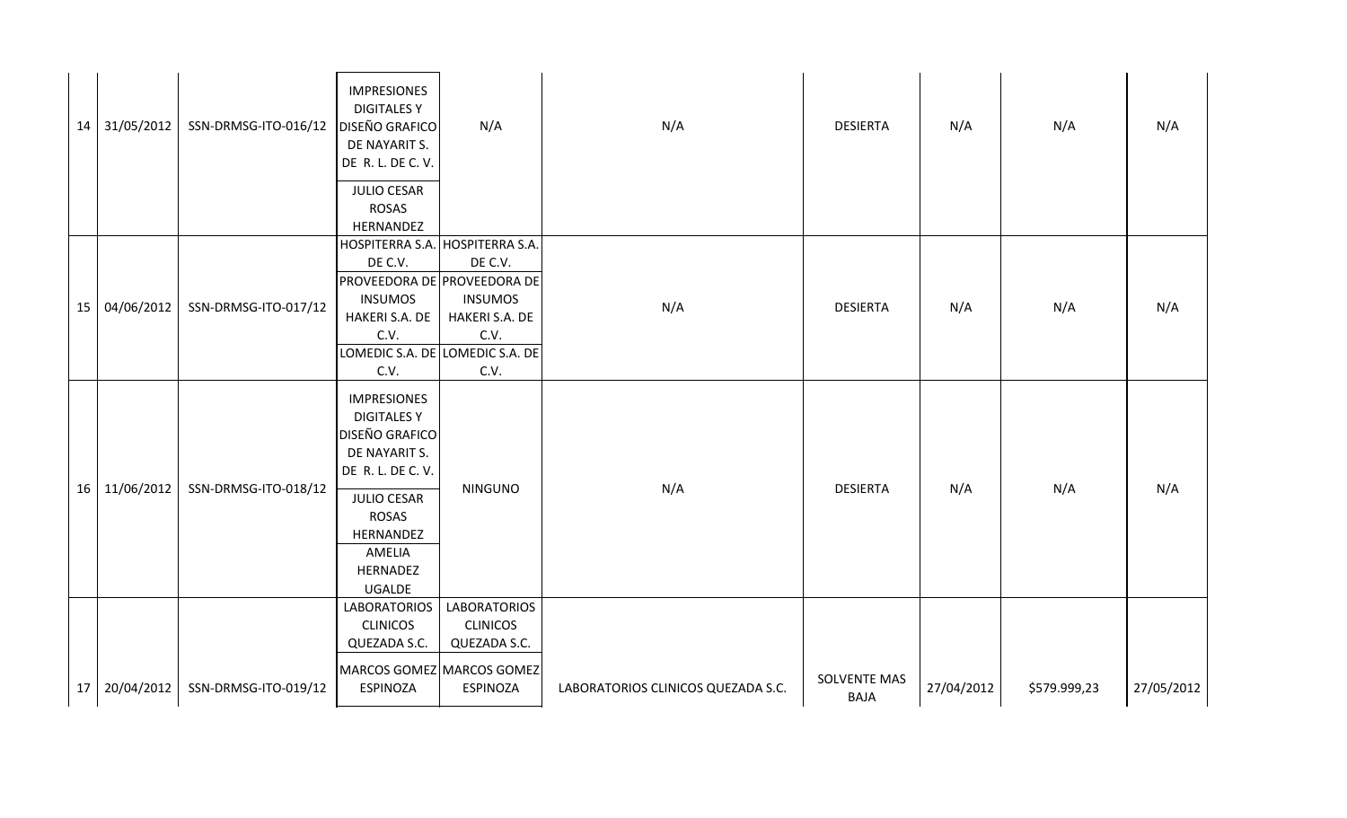| 14 | 31/05/2012 | SSN-DRMSG-ITO-016/12 | IMPRESIONES DIGITALES Y DISEÑO GRAFICO DE NAYARIT S. DE R. L. DE C. V.<br>JULIO CESAR ROSAS HERNANDEZ | N/A | N/A | DESIERTA | N/A | N/A | N/A |
|---|---|---|---|---|---|---|---|---|---|
| 15 | 04/06/2012 | SSN-DRMSG-ITO-017/12 | HOSPITERRA S.A. DE C.V.<br>PROVEEDORA DE INSUMOS HAKERI S.A. DE C.V.<br>LOMEDIC S.A. DE C.V. | HOSPITERRA S.A. DE C.V.<br>PROVEEDORA DE INSUMOS HAKERI S.A. DE C.V.<br>LOMEDIC S.A. DE C.V. | N/A | DESIERTA | N/A | N/A | N/A |
| 16 | 11/06/2012 | SSN-DRMSG-ITO-018/12 | IMPRESIONES DIGITALES Y DISEÑO GRAFICO DE NAYARIT S. DE R. L. DE C. V.<br>JULIO CESAR ROSAS HERNANDEZ<br>AMELIA HERNADEZ UGALDE | NINGUNO | N/A | DESIERTA | N/A | N/A | N/A |
| 17 | 20/04/2012 | SSN-DRMSG-ITO-019/12 | LABORATORIOS CLINICOS QUEZADA S.C.<br>MARCOS GOMEZ ESPINOZA | LABORATORIOS CLINICOS QUEZADA S.C.<br>MARCOS GOMEZ ESPINOZA | LABORATORIOS CLINICOS QUEZADA S.C. | SOLVENTE MAS BAJA | 27/04/2012 | $579.999,23 | 27/05/2012 |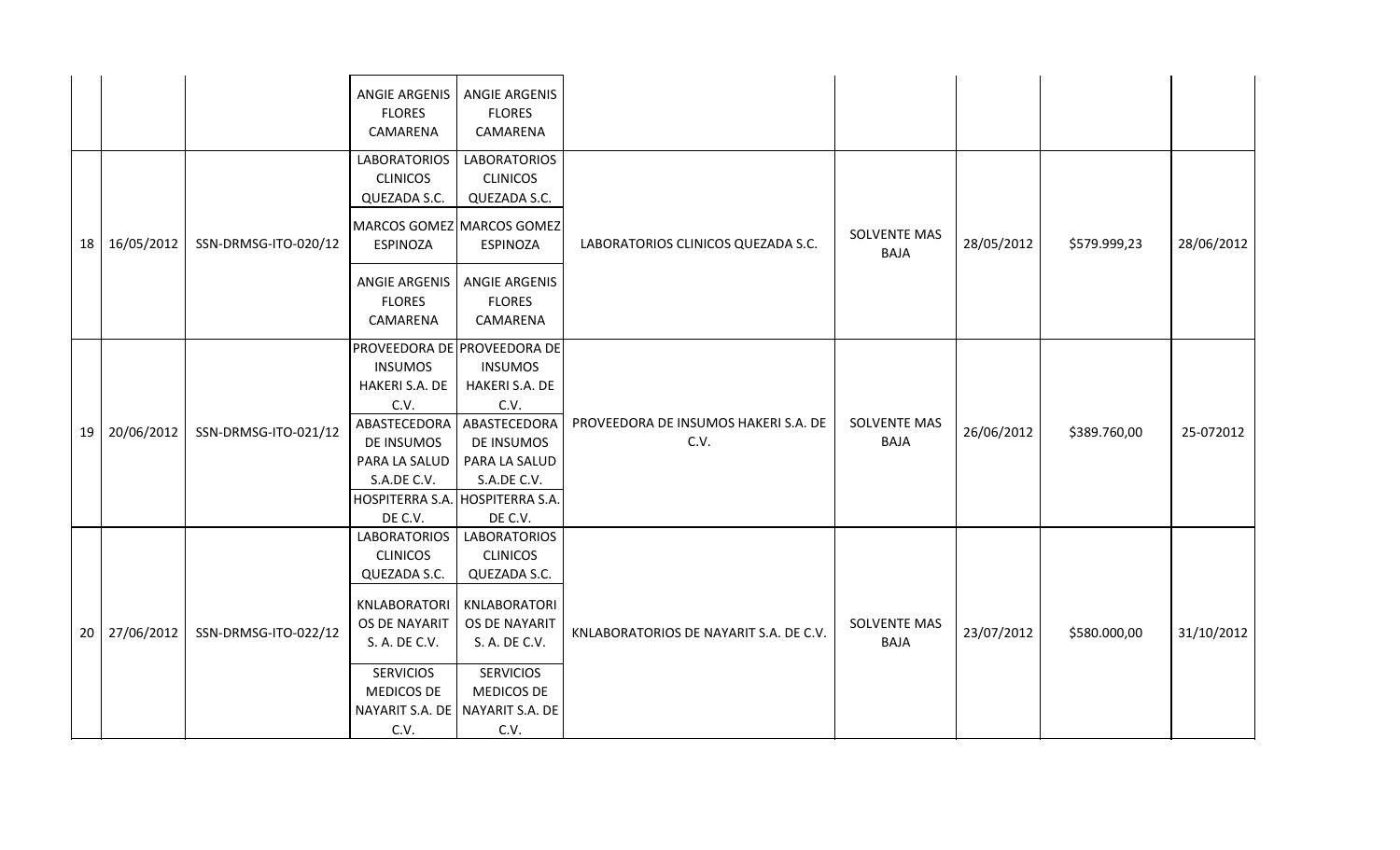| | | | | | | | | | |
|---|---|---|---|---|---|---|---|---|---|
| | | | ANGIE ARGENIS FLORES CAMARENA | ANGIE ARGENIS FLORES CAMARENA | | | | | |
| 18 | 16/05/2012 | SSN-DRMSG-ITO-020/12 | LABORATORIOS CLINICOS QUEZADA S.C.<br>MARCOS GOMEZ ESPINOZA<br>ANGIE ARGENIS FLORES CAMARENA | LABORATORIOS CLINICOS QUEZADA S.C.<br>MARCOS GOMEZ ESPINOZA<br>ANGIE ARGENIS FLORES CAMARENA | LABORATORIOS CLINICOS QUEZADA S.C. | SOLVENTE MAS BAJA | 28/05/2012 | $579.999,23 | 28/06/2012 |
| 19 | 20/06/2012 | SSN-DRMSG-ITO-021/12 | PROVEEDORA DE INSUMOS HAKERI S.A. DE C.V.<br>ABASTECEDORA DE INSUMOS PARA LA SALUD S.A.DE C.V.<br>HOSPITERRA S.A. DE C.V. | PROVEEDORA DE INSUMOS HAKERI S.A. DE C.V.<br>ABASTECEDORA DE INSUMOS PARA LA SALUD S.A.DE C.V.<br>HOSPITERRA S.A. DE C.V. | PROVEEDORA DE INSUMOS HAKERI S.A. DE C.V. | SOLVENTE MAS BAJA | 26/06/2012 | $389.760,00 | 25-072012 |
| 20 | 27/06/2012 | SSN-DRMSG-ITO-022/12 | LABORATORIOS CLINICOS QUEZADA S.C.<br>KNLABORATORIOS DE NAYARIT S. A. DE C.V.<br>SERVICIOS MEDICOS DE NAYARIT S.A. DE C.V. | LABORATORIOS CLINICOS QUEZADA S.C.<br>KNLABORATORIOS DE NAYARIT S. A. DE C.V.<br>SERVICIOS MEDICOS DE NAYARIT S.A. DE C.V. | KNLABORATORIOS DE NAYARIT S.A. DE C.V. | SOLVENTE MAS BAJA | 23/07/2012 | $580.000,00 | 31/10/2012 |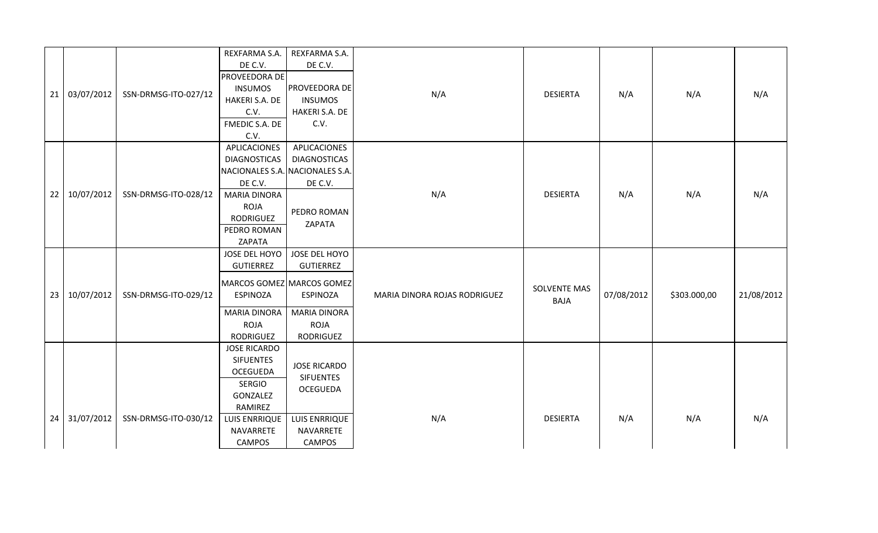| | | | | | | | | | |
|---|---|---|---|---|---|---|---|---|---|
| 21 | 03/07/2012 | SSN-DRMSG-ITO-027/12 | REXFARMA S.A. DE C.V.<br>PROVEEDORA DE INSUMOS HAKERI S.A. DE C.V.<br>FMEDIC S.A. DE C.V. | REXFARMA S.A. DE C.V.<br>PROVEEDORA DE INSUMOS HAKERI S.A. DE C.V. | N/A | DESIERTA | N/A | N/A | N/A |
| 22 | 10/07/2012 | SSN-DRMSG-ITO-028/12 | APLICACIONES DIAGNOSTICAS NACIONALES S.A. DE C.V.<br>MARIA DINORA ROJA RODRIGUEZ<br>PEDRO ROMAN ZAPATA | APLICACIONES DIAGNOSTICAS NACIONALES S.A. DE C.V.<br>PEDRO ROMAN ZAPATA | N/A | DESIERTA | N/A | N/A | N/A |
| 23 | 10/07/2012 | SSN-DRMSG-ITO-029/12 | JOSE DEL HOYO GUTIERREZ<br>MARCOS GOMEZ ESPINOZA<br>MARIA DINORA ROJA RODRIGUEZ | JOSE DEL HOYO GUTIERREZ<br>MARCOS GOMEZ ESPINOZA<br>MARIA DINORA ROJA RODRIGUEZ | MARIA DINORA ROJAS RODRIGUEZ | SOLVENTE MAS BAJA | 07/08/2012 | $303.000,00 | 21/08/2012 |
| 24 | 31/07/2012 | SSN-DRMSG-ITO-030/12 | JOSE RICARDO SIFUENTES OCEGUEDA<br>SERGIO GONZALEZ RAMIREZ<br>LUIS ENRRIQUE NAVARRETE CAMPOS | JOSE RICARDO SIFUENTES OCEGUEDA<br>LUIS ENRRIQUE NAVARRETE CAMPOS | N/A | DESIERTA | N/A | N/A | N/A |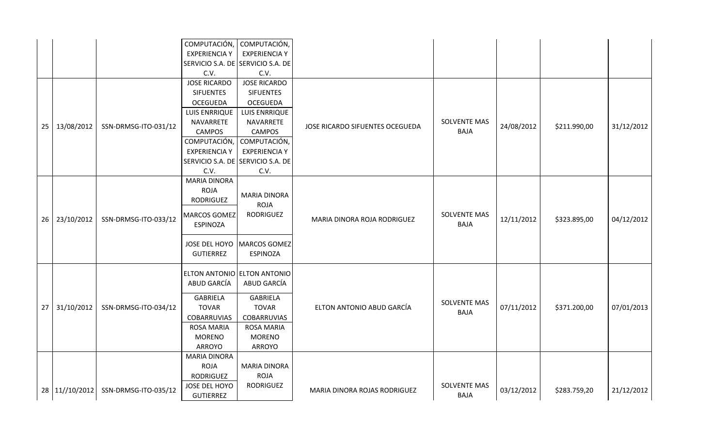| | | | | | | | | | |
|---|---|---|---|---|---|---|---|---|---|
| | | | COMPUTACIÓN, EXPERIENCIA Y SERVICIO S.A. DE C.V. | COMPUTACIÓN, EXPERIENCIA Y SERVICIO S.A. DE C.V. | | | | | |
| 25 | 13/08/2012 | SSN-DRMSG-ITO-031/12 | JOSE RICARDO SIFUENTES OCEGUEDA<br>LUIS ENRRIQUE NAVARRETE CAMPOS<br>COMPUTACIÓN, EXPERIENCIA Y SERVICIO S.A. DE C.V. | JOSE RICARDO SIFUENTES OCEGUEDA<br>LUIS ENRRIQUE NAVARRETE CAMPOS<br>COMPUTACIÓN, EXPERIENCIA Y SERVICIO S.A. DE C.V. | JOSE RICARDO SIFUENTES OCEGUEDA | SOLVENTE MAS BAJA | 24/08/2012 | $211.990,00 | 31/12/2012 |
| 26 | 23/10/2012 | SSN-DRMSG-ITO-033/12 | MARIA DINORA ROJA RODRIGUEZ<br>MARCOS GOMEZ ESPINOZA<br>JOSE DEL HOYO GUTIERREZ | MARIA DINORA ROJA RODRIGUEZ<br>MARCOS GOMEZ ESPINOZA | MARIA DINORA ROJA RODRIGUEZ | SOLVENTE MAS BAJA | 12/11/2012 | $323.895,00 | 04/12/2012 |
| 27 | 31/10/2012 | SSN-DRMSG-ITO-034/12 | ELTON ANTONIO ABUD GARCÍA<br>GABRIELA TOVAR COBARRUVIAS<br>ROSA MARIA MORENO ARROYO | ELTON ANTONIO ABUD GARCÍA<br>GABRIELA TOVAR COBARRUVIAS<br>ROSA MARIA MORENO ARROYO | ELTON ANTONIO ABUD GARCÍA | SOLVENTE MAS BAJA | 07/11/2012 | $371.200,00 | 07/01/2013 |
| 28 | 11//10/2012 | SSN-DRMSG-ITO-035/12 | MARIA DINORA ROJA RODRIGUEZ<br>JOSE DEL HOYO GUTIERREZ | MARIA DINORA ROJA RODRIGUEZ | MARIA DINORA ROJAS RODRIGUEZ | SOLVENTE MAS BAJA | 03/12/2012 | $283.759,20 | 21/12/2012 |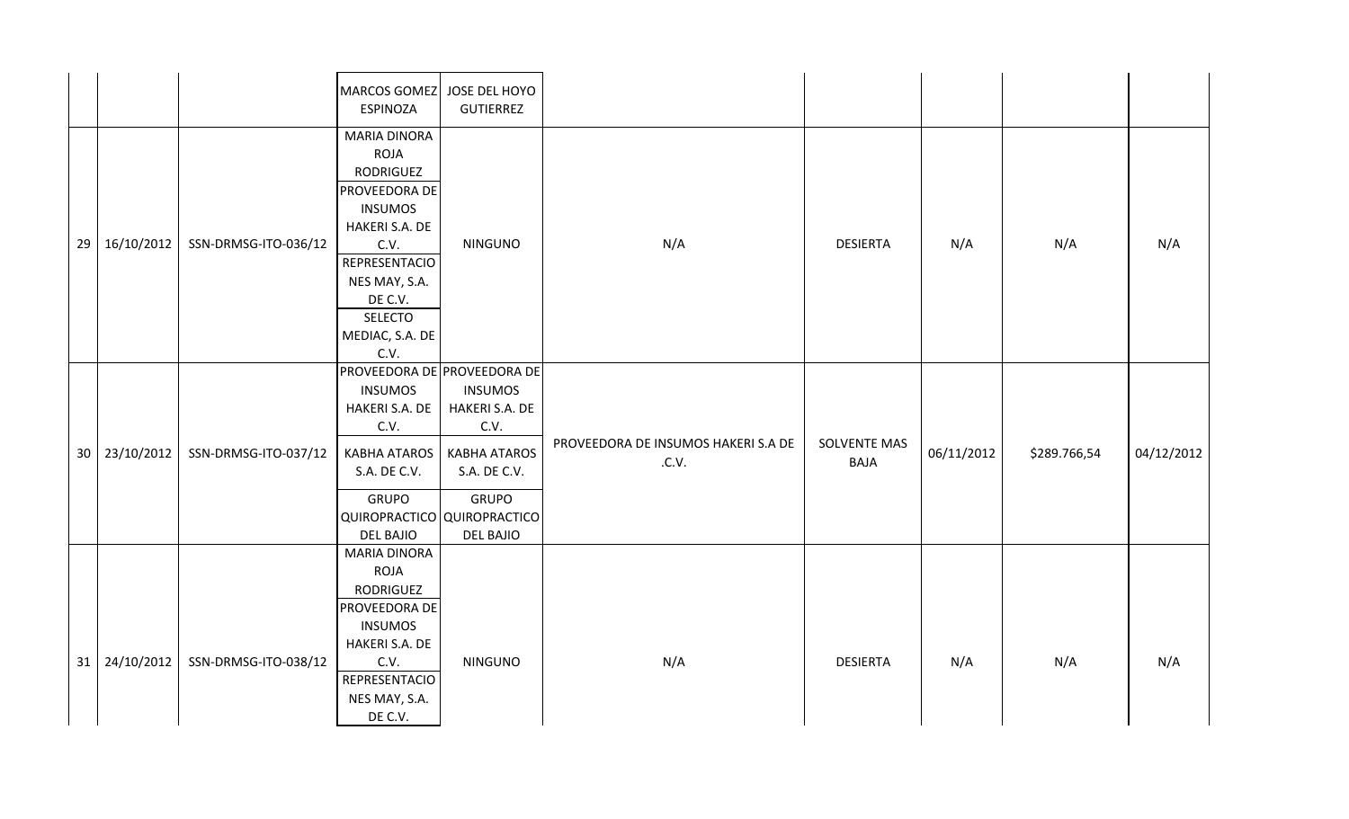| | | | | | | | | | |
|---|---|---|---|---|---|---|---|---|---|
| | | | MARCOS GOMEZ ESPINOZA | JOSE DEL HOYO GUTIERREZ | | | | | |
| 29 | 16/10/2012 | SSN-DRMSG-ITO-036/12 | MARIA DINORA ROJA RODRIGUEZ<br>PROVEEDORA DE INSUMOS HAKERI S.A. DE C.V.<br>REPRESENTACIONES MAY, S.A. DE C.V.<br>SELECTO MEDIAC, S.A. DE C.V. | NINGUNO | N/A | DESIERTA | N/A | N/A | N/A |
| 30 | 23/10/2012 | SSN-DRMSG-ITO-037/12 | PROVEEDORA DE INSUMOS HAKERI S.A. DE C.V.<br>KABHA ATAROS S.A. DE C.V.<br>GRUPO QUIROPRACTICO DEL BAJIO | PROVEEDORA DE INSUMOS HAKERI S.A. DE C.V.<br>KABHA ATAROS S.A. DE C.V.<br>GRUPO QUIROPRACTICO DEL BAJIO | PROVEEDORA DE INSUMOS HAKERI S.A DE .C.V. | SOLVENTE MAS BAJA | 06/11/2012 | $289.766,54 | 04/12/2012 |
| 31 | 24/10/2012 | SSN-DRMSG-ITO-038/12 | MARIA DINORA ROJA RODRIGUEZ<br>PROVEEDORA DE INSUMOS HAKERI S.A. DE C.V.<br>REPRESENTACIONES MAY, S.A. DE C.V. | NINGUNO | N/A | DESIERTA | N/A | N/A | N/A |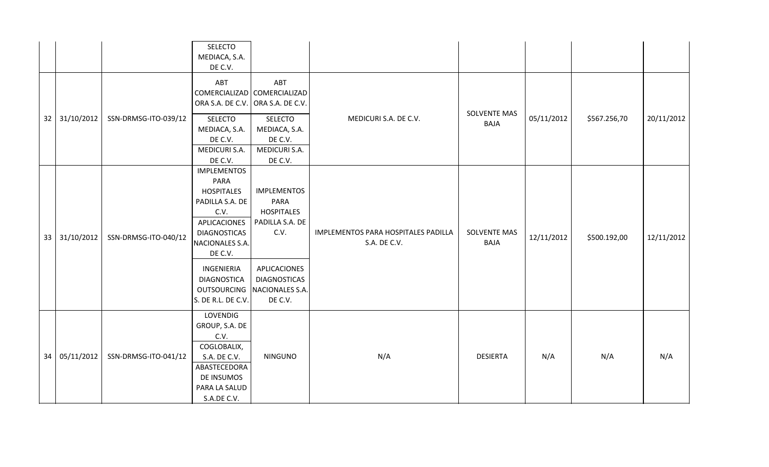| | | | | | | | | | |
|---|---|---|---|---|---|---|---|---|---|
| | | | SELECTO MEDIACA, S.A. DE C.V. | | | | | | |
| 32 | 31/10/2012 | SSN-DRMSG-ITO-039/12 | ABT COMERCIALIZADORA S.A. DE C.V.<br>SELECTO MEDIACA, S.A. DE C.V.<br>MEDICURI S.A. DE C.V. | ABT COMERCIALIZADORA S.A. DE C.V.<br>SELECTO MEDIACA, S.A. DE C.V.<br>MEDICURI S.A. DE C.V. | MEDICURI S.A. DE C.V. | SOLVENTE MAS BAJA | 05/11/2012 | $567.256,70 | 20/11/2012 |
| 33 | 31/10/2012 | SSN-DRMSG-ITO-040/12 | IMPLEMENTOS PARA HOSPITALES PADILLA S.A. DE C.V.<br>APLICACIONES DIAGNOSTICAS NACIONALES S.A. DE C.V.<br>INGENIERIA DIAGNOSTICA OUTSOURCING S. DE R.L. DE C.V. | IMPLEMENTOS PARA HOSPITALES PADILLA S.A. DE C.V.<br>APLICACIONES DIAGNOSTICAS NACIONALES S.A. DE C.V. | IMPLEMENTOS PARA HOSPITALES PADILLA S.A. DE C.V. | SOLVENTE MAS BAJA | 12/11/2012 | $500.192,00 | 12/11/2012 |
| 34 | 05/11/2012 | SSN-DRMSG-ITO-041/12 | LOVENDIG GROUP, S.A. DE C.V.<br>COGLOBALIX, S.A. DE C.V.<br>ABASTECEDORA DE INSUMOS PARA LA SALUD S.A.DE C.V. | NINGUNO | N/A | DESIERTA | N/A | N/A | N/A |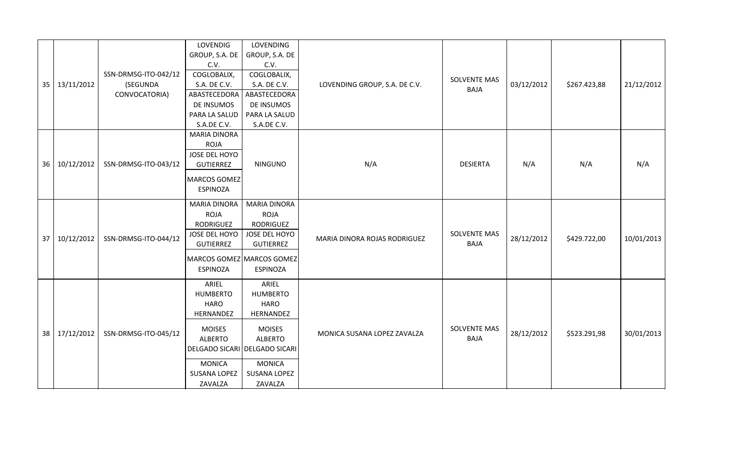| | | | | | | | | | |
|---|---|---|---|---|---|---|---|---|---|
| 35 | 13/11/2012 | SSN-DRMSG-ITO-042/12 (SEGUNDA CONVOCATORIA) | LOVENDIG GROUP, S.A. DE C.V.<br>COGLOBALIX, S.A. DE C.V.<br>ABASTECEDORA DE INSUMOS PARA LA SALUD S.A.DE C.V. | LOVENDING GROUP, S.A. DE C.V.<br>COGLOBALIX, S.A. DE C.V.<br>ABASTECEDORA DE INSUMOS PARA LA SALUD S.A.DE C.V. | LOVENDING GROUP, S.A. DE C.V. | SOLVENTE MAS BAJA | 03/12/2012 | $267.423,88 | 21/12/2012 |
| 36 | 10/12/2012 | SSN-DRMSG-ITO-043/12 | MARIA DINORA ROJA<br>JOSE DEL HOYO GUTIERREZ<br>MARCOS GOMEZ ESPINOZA | NINGUNO | N/A | DESIERTA | N/A | N/A | N/A |
| 37 | 10/12/2012 | SSN-DRMSG-ITO-044/12 | MARIA DINORA ROJA RODRIGUEZ<br>JOSE DEL HOYO GUTIERREZ<br>MARCOS GOMEZ ESPINOZA | MARIA DINORA ROJA RODRIGUEZ<br>JOSE DEL HOYO GUTIERREZ<br>MARCOS GOMEZ ESPINOZA | MARIA DINORA ROJAS RODRIGUEZ | SOLVENTE MAS BAJA | 28/12/2012 | $429.722,00 | 10/01/2013 |
| 38 | 17/12/2012 | SSN-DRMSG-ITO-045/12 | ARIEL HUMBERTO HARO HERNANDEZ<br>MOISES ALBERTO DELGADO SICARI<br>MONICA SUSANA LOPEZ ZAVALZA | ARIEL HUMBERTO HARO HERNANDEZ<br>MOISES ALBERTO DELGADO SICARI<br>MONICA SUSANA LOPEZ ZAVALZA | MONICA SUSANA LOPEZ ZAVALZA | SOLVENTE MAS BAJA | 28/12/2012 | $523.291,98 | 30/01/2013 |